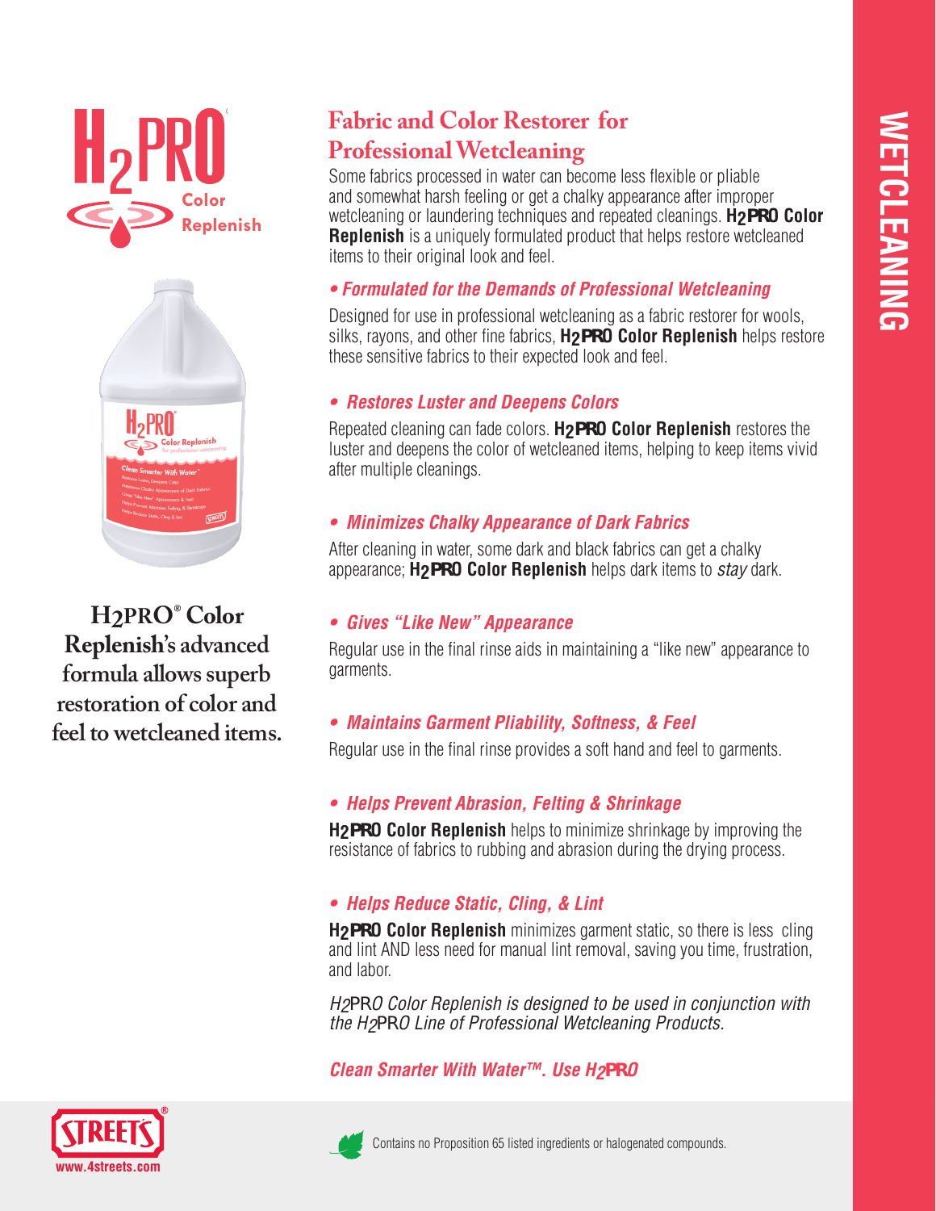# H2PRO Color Replenish

**WETCLEANING**

## Fabric and Color Restorer for Professional Wetcleaning

Some fabrics processed in water can become less flexible or pliable and somewhat harsh feeling or get a chalky appearance after improper wetcleaning or laundering techniques and repeated cleanings. **H2PRO Color Replenish** is a uniquely formulated product that helps restore wetcleaned items to their original look and feel.

### • *Formulated for the Demands of Professional Wetcleaning*

Designed for use in professional wetcleaning as a fabric restorer for wools, silks, rayons, and other fine fabrics, **H2PRO Color Replenish** helps restore these sensitive fabrics to their expected look and feel.

### • *Restores Luster and Deepens Colors*

Repeated cleaning can fade colors. **H2PRO Color Replenish** restores the luster and deepens the color of wetcleaned items, helping to keep items vivid after multiple cleanings.

### • *Minimizes Chalky Appearance of Dark Fabrics*

After cleaning in water, some dark and black fabrics can get a chalky appearance; **H2PRO Color Replenish** helps dark items to *stay* dark.

### • *Gives "Like New" Appearance*

Regular use in the final rinse aids in maintaining a "like new" appearance to garments.

### • *Maintains Garment Pliability, Softness, & Feel*

Regular use in the final rinse provides a soft hand and feel to garments.

### • *Helps Prevent Abrasion, Felting & Shrinkage*

**H2PRO Color Replenish** helps to minimize shrinkage by improving the resistance of fabrics to rubbing and abrasion during the drying process.

### • *Helps Reduce Static, Cling, & Lint*

**H2PRO Color Replenish** minimizes garment static, so there is less cling and lint AND less need for manual lint removal, saving you time, frustration, and labor.

*H2PRO Color Replenish is designed to be used in conjunction with the H2PRO Line of Professional Wetcleaning Products.*

***Clean Smarter With Water™. Use H2PRO***

**H2PRO® Color Replenish's advanced formula allows superb restoration of color and feel to wetcleaned items.**

Contains no Proposition 65 listed ingredients or halogenated compounds.

STREETS® www.4streets.com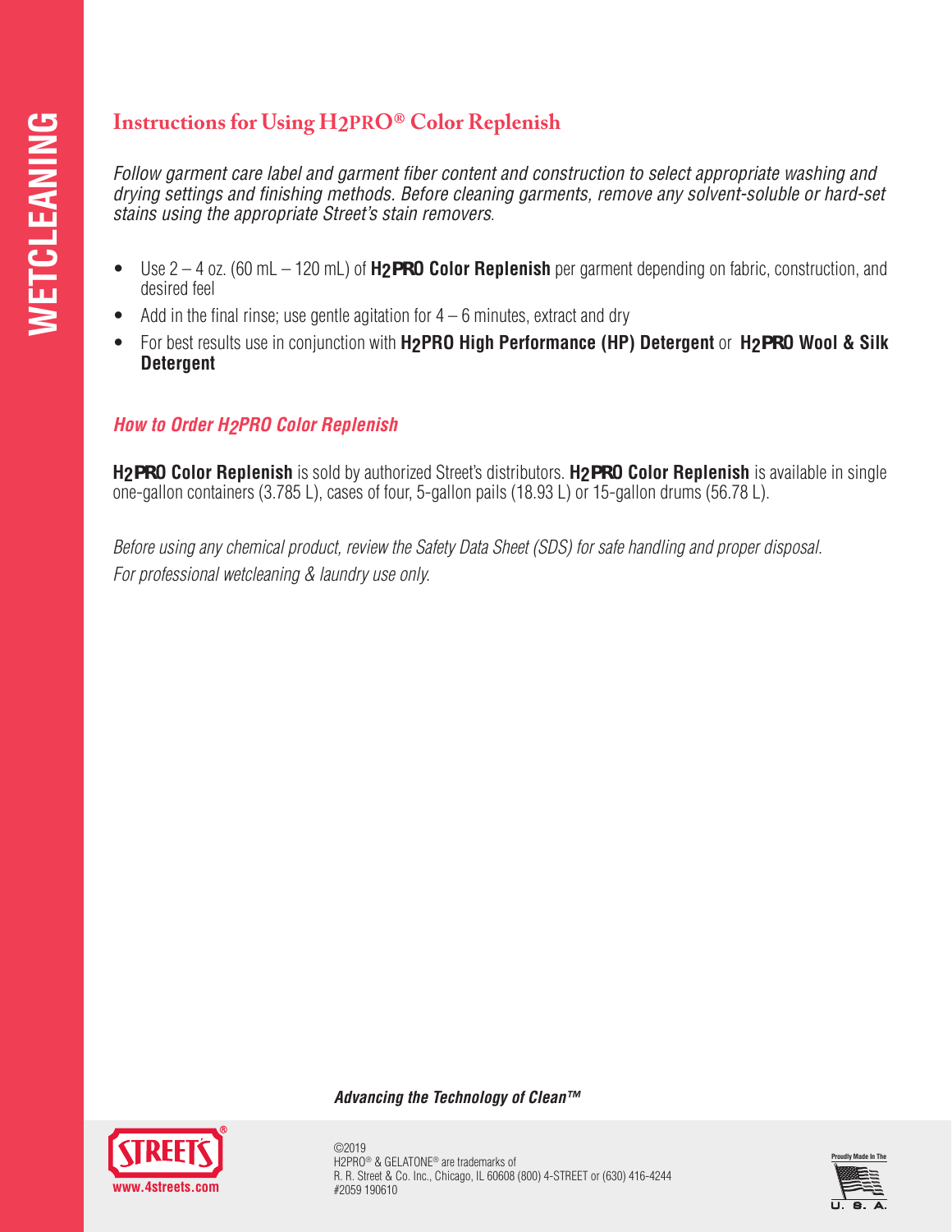## Instructions for Using H2PRO® Color Replenish

*Follow garment care label and garment fiber content and construction to select appropriate washing and drying settings and finishing methods. Before cleaning garments, remove any solvent-soluble or hard-set stains using the appropriate Street's stain removers.*

- Use 2 – 4 oz. (60 mL – 120 mL) of **H2PRO Color Replenish** per garment depending on fabric, construction, and desired feel
- Add in the final rinse; use gentle agitation for 4 – 6 minutes, extract and dry
- For best results use in conjunction with **H2PRO High Performance (HP) Detergent** or **H2PRO Wool & Silk Detergent**

### *How to Order H2PRO Color Replenish*

**H2PRO Color Replenish** is sold by authorized Street's distributors. **H2PRO Color Replenish** is available in single one-gallon containers (3.785 L), cases of four, 5-gallon pails (18.93 L) or 15-gallon drums (56.78 L).

*Before using any chemical product, review the Safety Data Sheet (SDS) for safe handling and proper disposal.*
*For professional wetcleaning & laundry use only.*

***Advancing the Technology of Clean™***

www.4streets.com

©2019
H2PRO® & GELATONE® are trademarks of
R. R. Street & Co. Inc., Chicago, IL 60608 (800) 4-STREET or (630) 416-4244
#2059 190610

Proudly Made In The U. S. A.